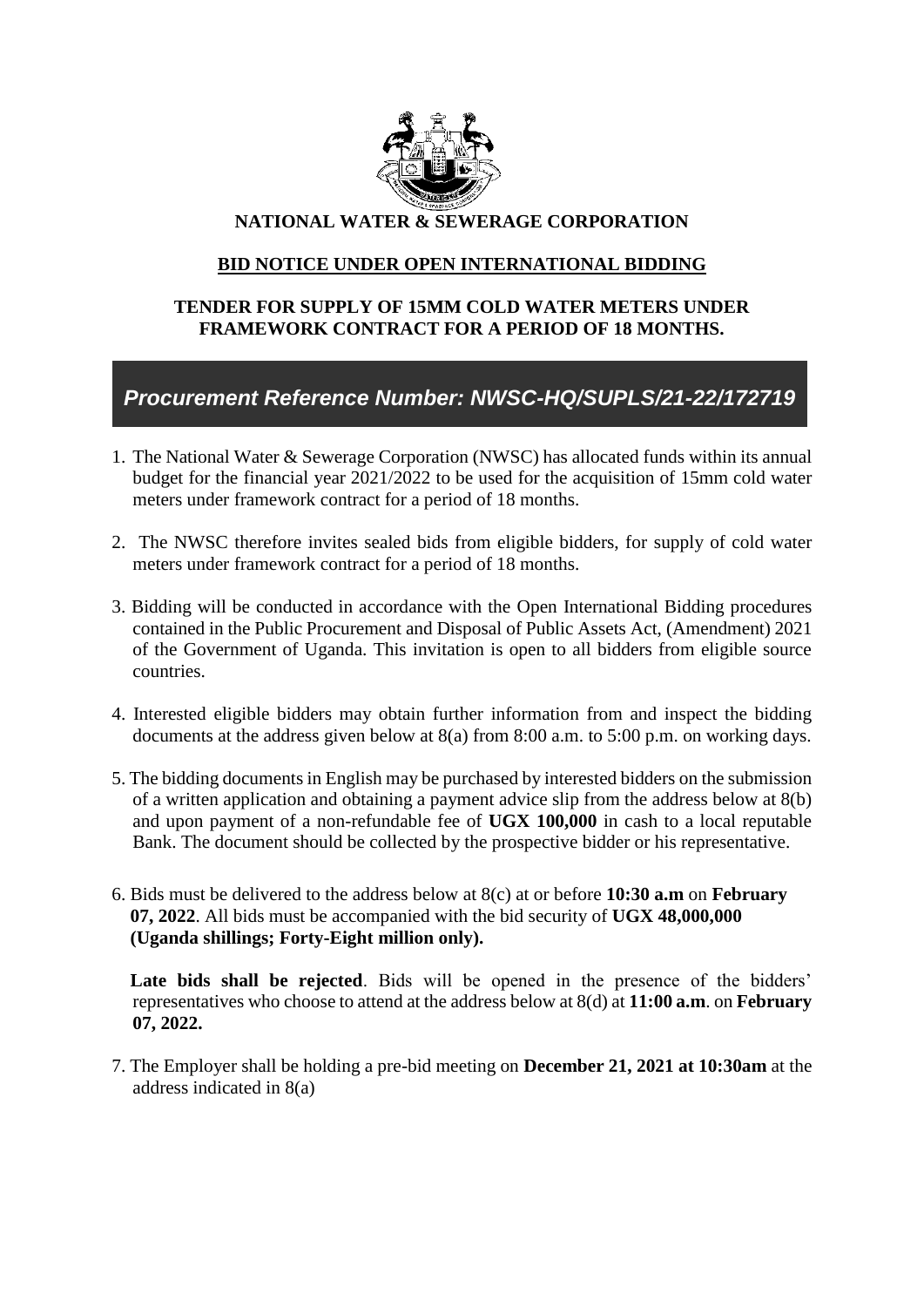# NATIONAL WATER & SEWERAGE CORPORATION

## BID NOTICE UNDER OPEN INTERNATIONAL BIDDING

### TENDER FOR SUPPLY OF 15MM COLD WATER METERS UNDER FRAMEWORK CONTRACT FOR A PERIOD OF 18 MONTHS.

***Procurement Reference Number: NWSC-HQ/SUPLS/21-22/172719***

1. The National Water & Sewerage Corporation (NWSC) has allocated funds within its annual budget for the financial year 2021/2022 to be used for the acquisition of 15mm cold water meters under framework contract for a period of 18 months.

2. The NWSC therefore invites sealed bids from eligible bidders, for supply of cold water meters under framework contract for a period of 18 months.

3. Bidding will be conducted in accordance with the Open International Bidding procedures contained in the Public Procurement and Disposal of Public Assets Act, (Amendment) 2021 of the Government of Uganda. This invitation is open to all bidders from eligible source countries.

4. Interested eligible bidders may obtain further information from and inspect the bidding documents at the address given below at 8(a) from 8:00 a.m. to 5:00 p.m. on working days.

5. The bidding documents in English may be purchased by interested bidders on the submission of a written application and obtaining a payment advice slip from the address below at 8(b) and upon payment of a non-refundable fee of **UGX 100,000** in cash to a local reputable Bank. The document should be collected by the prospective bidder or his representative.

6. Bids must be delivered to the address below at 8(c) at or before **10:30 a.m** on **February 07, 2022**. All bids must be accompanied with the bid security of **UGX 48,000,000 (Uganda shillings; Forty-Eight million only).**

   **Late bids shall be rejected**. Bids will be opened in the presence of the bidders' representatives who choose to attend at the address below at 8(d) at **11:00 a.m**. on **February 07, 2022.**

7. The Employer shall be holding a pre-bid meeting on **December 21, 2021 at 10:30am** at the address indicated in 8(a)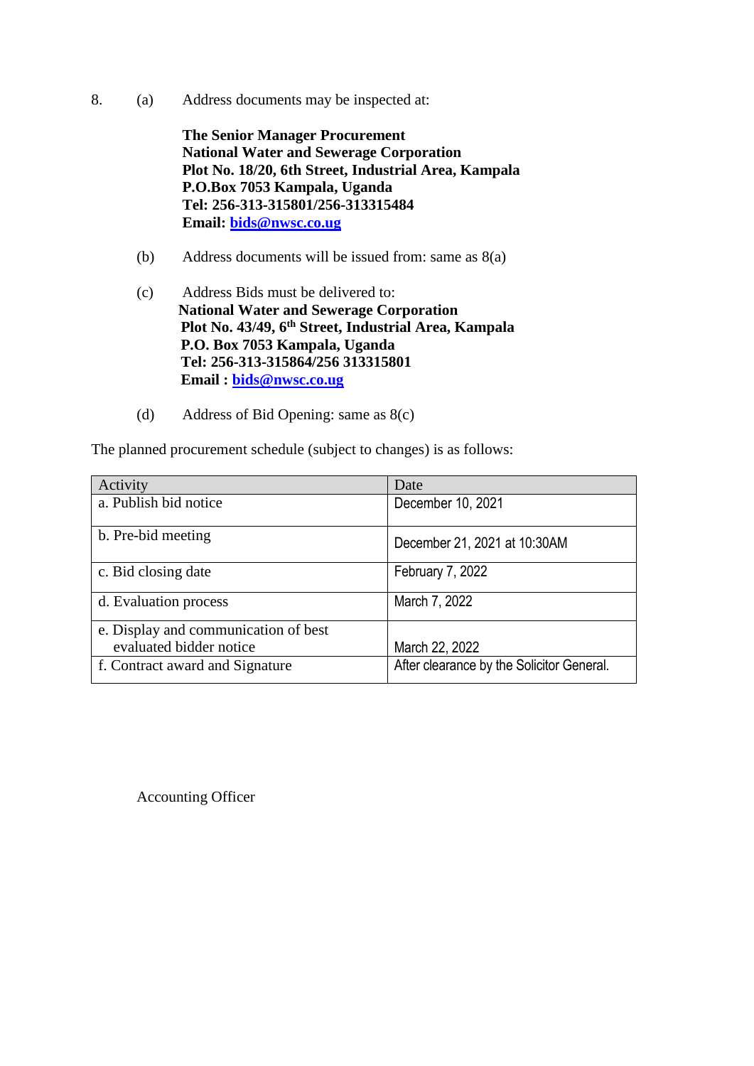8. (a) Address documents may be inspected at:

**The Senior Manager Procurement**
**National Water and Sewerage Corporation**
**Plot No. 18/20, 6th Street, Industrial Area, Kampala**
**P.O.Box 7053 Kampala, Uganda**
**Tel: 256-313-315801/256-313315484**
**Email: bids@nwsc.co.ug**

(b) Address documents will be issued from: same as 8(a)

(c) Address Bids must be delivered to:
**National Water and Sewerage Corporation**
**Plot No. 43/49, 6th Street, Industrial Area, Kampala**
**P.O. Box 7053 Kampala, Uganda**
**Tel: 256-313-315864/256 313315801**
**Email : bids@nwsc.co.ug**

(d) Address of Bid Opening: same as 8(c)

The planned procurement schedule (subject to changes) is as follows:

| Activity | Date |
|---|---|
| a. Publish bid notice | December 10, 2021 |
| b. Pre-bid meeting | December 21, 2021 at 10:30AM |
| c. Bid closing date | February 7, 2022 |
| d. Evaluation process | March 7, 2022 |
| e. Display and communication of best evaluated bidder notice | March 22, 2022 |
| f. Contract award and Signature | After clearance by the Solicitor General. |

Accounting Officer